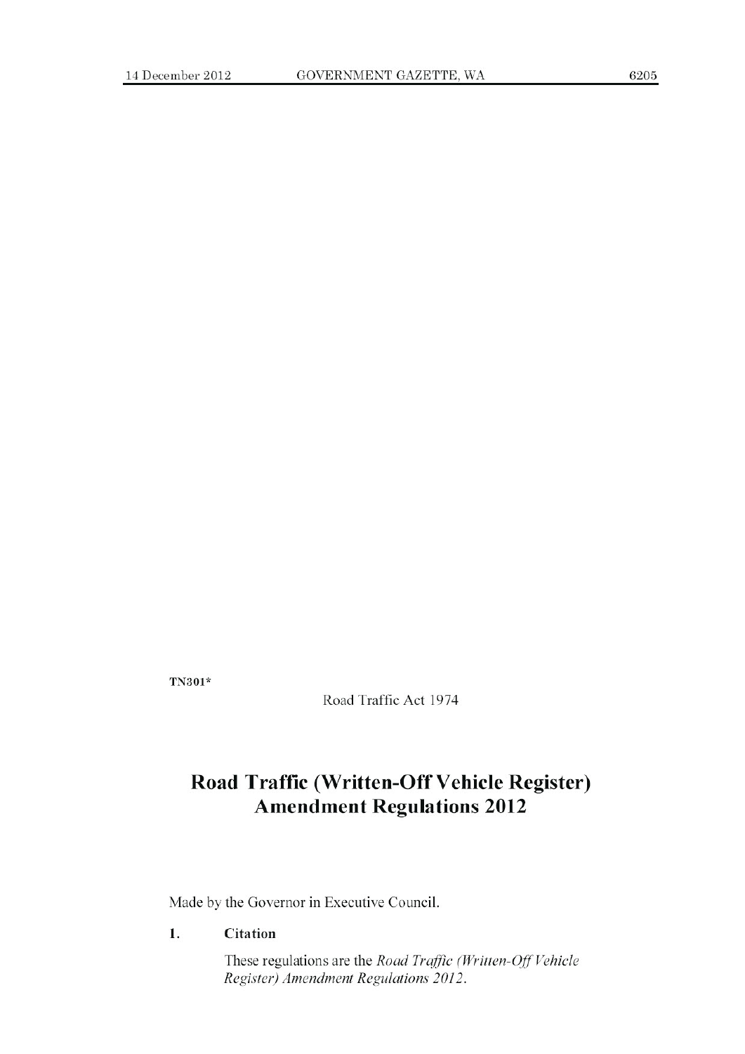**TN301***

Road Traffic Act 1974

# Road Traffic (Written-Off Vehicle Register) Amendment Regulations 2012

Made by the Governor in Executive Council.

**1. Citation**

These regulations are the *Road Traffic (Written-Off Vehicle Register) Amendment Regulations 2012*.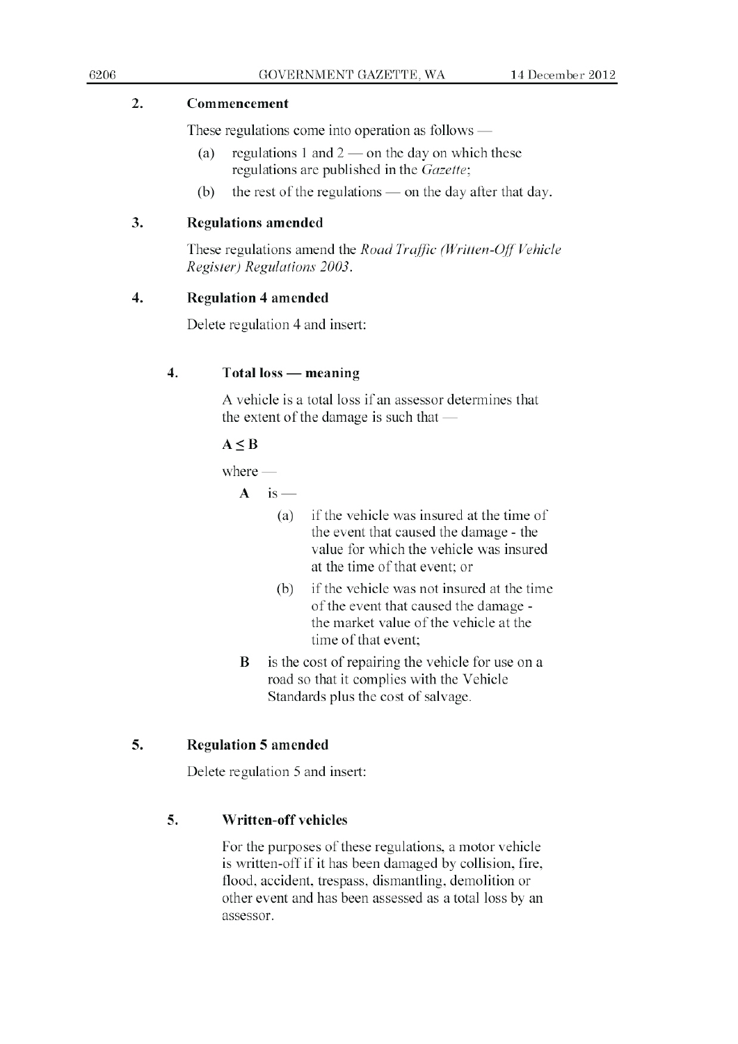## 2. Commencement

These regulations come into operation as follows —

(a) regulations 1 and 2 — on the day on which these regulations are published in the *Gazette*;

(b) the rest of the regulations — on the day after that day.

## 3. Regulations amended

These regulations amend the *Road Traffic (Written-Off Vehicle Register) Regulations 2003*.

## 4. Regulation 4 amended

Delete regulation 4 and insert:

### 4. Total loss — meaning

A vehicle is a total loss if an assessor determines that the extent of the damage is such that —

$$\mathbf{A \leq B}$$

where —

**A** is —

(a) if the vehicle was insured at the time of the event that caused the damage - the value for which the vehicle was insured at the time of that event; or

(b) if the vehicle was not insured at the time of the event that caused the damage - the market value of the vehicle at the time of that event;

**B** is the cost of repairing the vehicle for use on a road so that it complies with the Vehicle Standards plus the cost of salvage.

## 5. Regulation 5 amended

Delete regulation 5 and insert:

### 5. Written-off vehicles

For the purposes of these regulations, a motor vehicle is written-off if it has been damaged by collision, fire, flood, accident, trespass, dismantling, demolition or other event and has been assessed as a total loss by an assessor.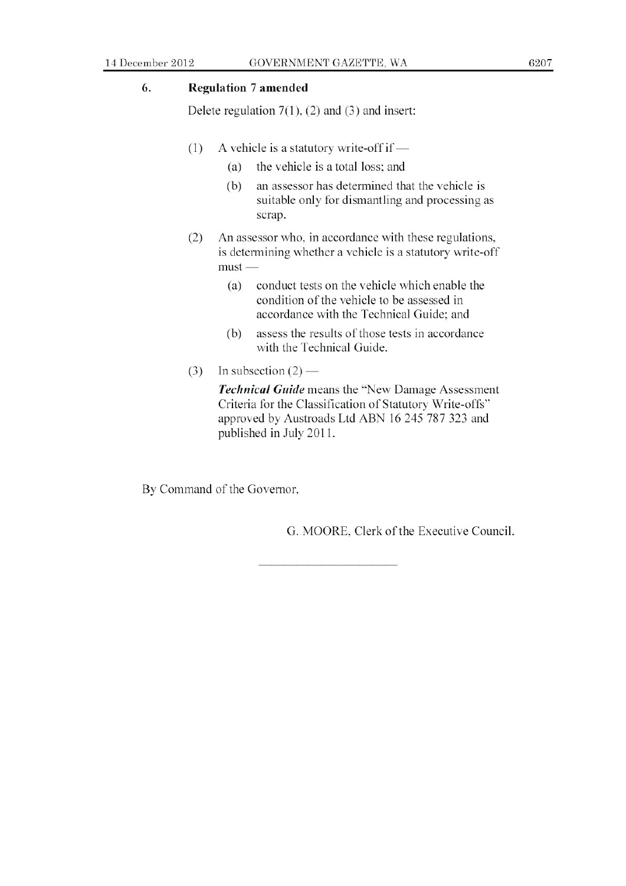### 6. Regulation 7 amended

Delete regulation 7(1), (2) and (3) and insert:

(1) A vehicle is a statutory write-off if —

- (a) the vehicle is a total loss; and
- (b) an assessor has determined that the vehicle is suitable only for dismantling and processing as scrap.

(2) An assessor who, in accordance with these regulations, is determining whether a vehicle is a statutory write-off must —

- (a) conduct tests on the vehicle which enable the condition of the vehicle to be assessed in accordance with the Technical Guide; and
- (b) assess the results of those tests in accordance with the Technical Guide.

(3) In subsection (2) —

***Technical Guide*** means the "New Damage Assessment Criteria for the Classification of Statutory Write-offs" approved by Austroads Ltd ABN 16 245 787 323 and published in July 2011.

By Command of the Governor,

G. MOORE, Clerk of the Executive Council.